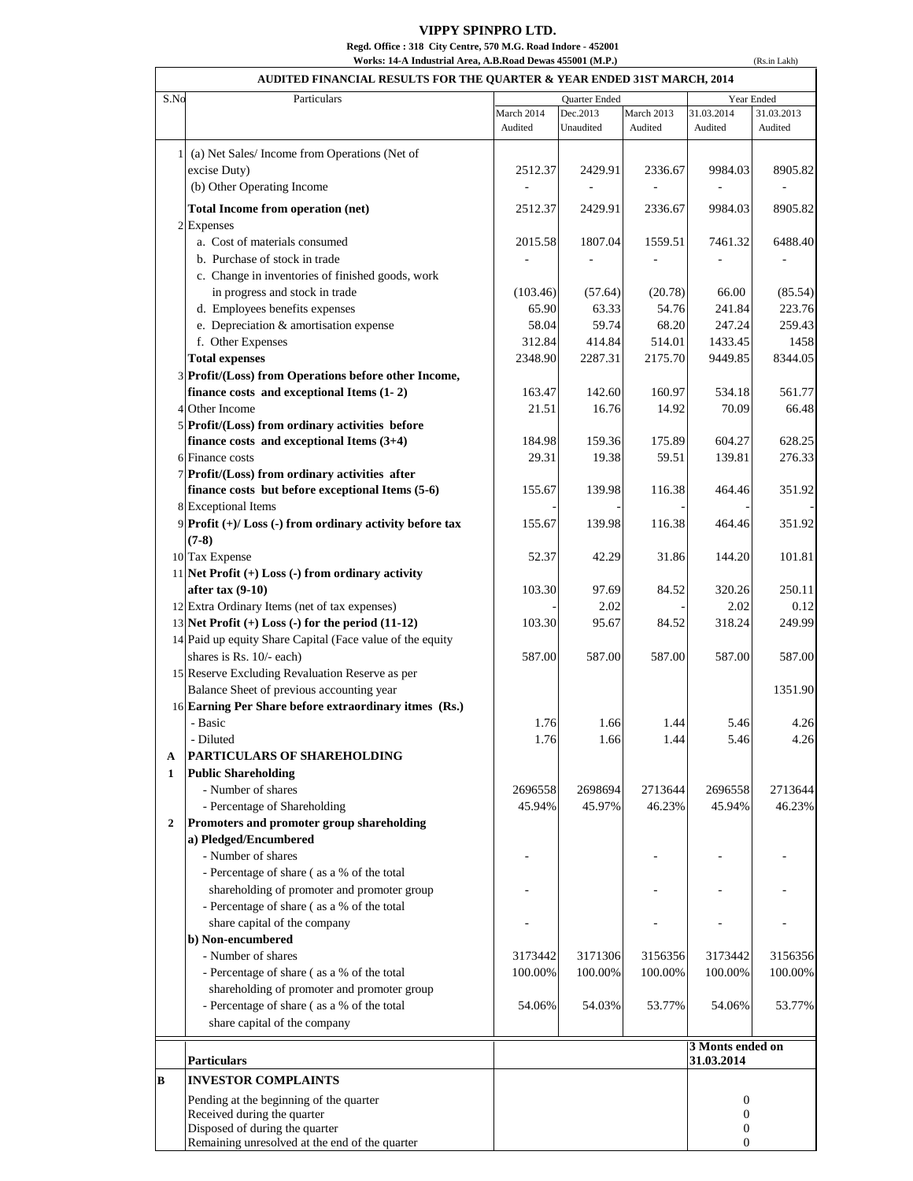# VIPPY SPINPRO LTD.

**Regd. Office : 318 City Centre, 570 M.G. Road Indore - 452001**

**Works: 14-A Industrial Area, A.B.Road Dewas 455001 (M.P.)**

(Rs.in Lakh)

## AUDITED FINANCIAL RESULTS FOR THE QUARTER & YEAR ENDED 31ST MARCH, 2014

| S.No | Particulars | Quarter Ended | | | Year Ended | |
|---|---|---|---|---|---|---|
| | | March 2014 Audited | Dec.2013 Unaudited | March 2013 Audited | 31.03.2014 Audited | 31.03.2013 Audited |
| 1 | (a) Net Sales/ Income from Operations (Net of excise Duty) | 2512.37 | 2429.91 | 2336.67 | 9984.03 | 8905.82 |
| | (b) Other Operating Income | - | - | - | - | - |
| | **Total Income from operation (net)** | 2512.37 | 2429.91 | 2336.67 | 9984.03 | 8905.82 |
| 2 | Expenses | | | | | |
| | a. Cost of materials consumed | 2015.58 | 1807.04 | 1559.51 | 7461.32 | 6488.40 |
| | b. Purchase of stock in trade | - | - | - | - | - |
| | c. Change in inventories of finished goods, work in progress and stock in trade | (103.46) | (57.64) | (20.78) | 66.00 | (85.54) |
| | d. Employees benefits expenses | 65.90 | 63.33 | 54.76 | 241.84 | 223.76 |
| | e. Depreciation & amortisation expense | 58.04 | 59.74 | 68.20 | 247.24 | 259.43 |
| | f. Other Expenses | 312.84 | 414.84 | 514.01 | 1433.45 | 1458 |
| | **Total expenses** | 2348.90 | 2287.31 | 2175.70 | 9449.85 | 8344.05 |
| 3 | **Profit/(Loss) from Operations before other Income, finance costs and exceptional Items (1- 2)** | 163.47 | 142.60 | 160.97 | 534.18 | 561.77 |
| 4 | Other Income | 21.51 | 16.76 | 14.92 | 70.09 | 66.48 |
| 5 | **Profit/(Loss) from ordinary activities before finance costs and exceptional Items (3+4)** | 184.98 | 159.36 | 175.89 | 604.27 | 628.25 |
| 6 | Finance costs | 29.31 | 19.38 | 59.51 | 139.81 | 276.33 |
| 7 | **Profit/(Loss) from ordinary activities after finance costs but before exceptional Items (5-6)** | 155.67 | 139.98 | 116.38 | 464.46 | 351.92 |
| 8 | Exceptional Items | - | - | - | - | - |
| 9 | **Profit (+)/ Loss (-) from ordinary activity before tax (7-8)** | 155.67 | 139.98 | 116.38 | 464.46 | 351.92 |
| 10 | Tax Expense | 52.37 | 42.29 | 31.86 | 144.20 | 101.81 |
| 11 | **Net Profit (+) Loss (-) from ordinary activity after tax (9-10)** | 103.30 | 97.69 | 84.52 | 320.26 | 250.11 |
| 12 | Extra Ordinary Items (net of tax expenses) | - | 2.02 | - | 2.02 | 0.12 |
| 13 | **Net Profit (+) Loss (-) for the period (11-12)** | 103.30 | 95.67 | 84.52 | 318.24 | 249.99 |
| 14 | Paid up equity Share Capital (Face value of the equity shares is Rs. 10/- each) | 587.00 | 587.00 | 587.00 | 587.00 | 587.00 |
| 15 | Reserve Excluding Revaluation Reserve as per Balance Sheet of previous accounting year | | | | | 1351.90 |
| 16 | **Earning Per Share before extraordinary itmes (Rs.)** | | | | | |
| | - Basic | 1.76 | 1.66 | 1.44 | 5.46 | 4.26 |
| | - Diluted | 1.76 | 1.66 | 1.44 | 5.46 | 4.26 |
| **A** | **PARTICULARS OF SHAREHOLDING** | | | | | |
| **1** | **Public Shareholding** | | | | | |
| | - Number of shares | 2696558 | 2698694 | 2713644 | 2696558 | 2713644 |
| | - Percentage of Shareholding | 45.94% | 45.97% | 46.23% | 45.94% | 46.23% |
| **2** | **Promoters and promoter group shareholding** | | | | | |
| | **a) Pledged/Encumbered** | | | | | |
| | - Number of shares | - | | - | - | - |
| | - Percentage of share ( as a % of the total shareholding of promoter and promoter group | - | | - | - | - |
| | - Percentage of share ( as a % of the total share capital of the company | - | | - | - | - |
| | **b) Non-encumbered** | | | | | |
| | - Number of shares | 3173442 | 3171306 | 3156356 | 3173442 | 3156356 |
| | - Percentage of share ( as a % of the total shareholding of promoter and promoter group | 100.00% | 100.00% | 100.00% | 100.00% | 100.00% |
| | - Percentage of share ( as a % of the total share capital of the company | 54.06% | 54.03% | 53.77% | 54.06% | 53.77% |

| | **Particulars** | **3 Monts ended on 31.03.2014** |
|---|---|---|
| **B** | **INVESTOR COMPLAINTS** | |
| | Pending at the beginning of the quarter | 0 |
| | Received during the quarter | 0 |
| | Disposed of during the quarter | 0 |
| | Remaining unresolved at the end of the quarter | 0 |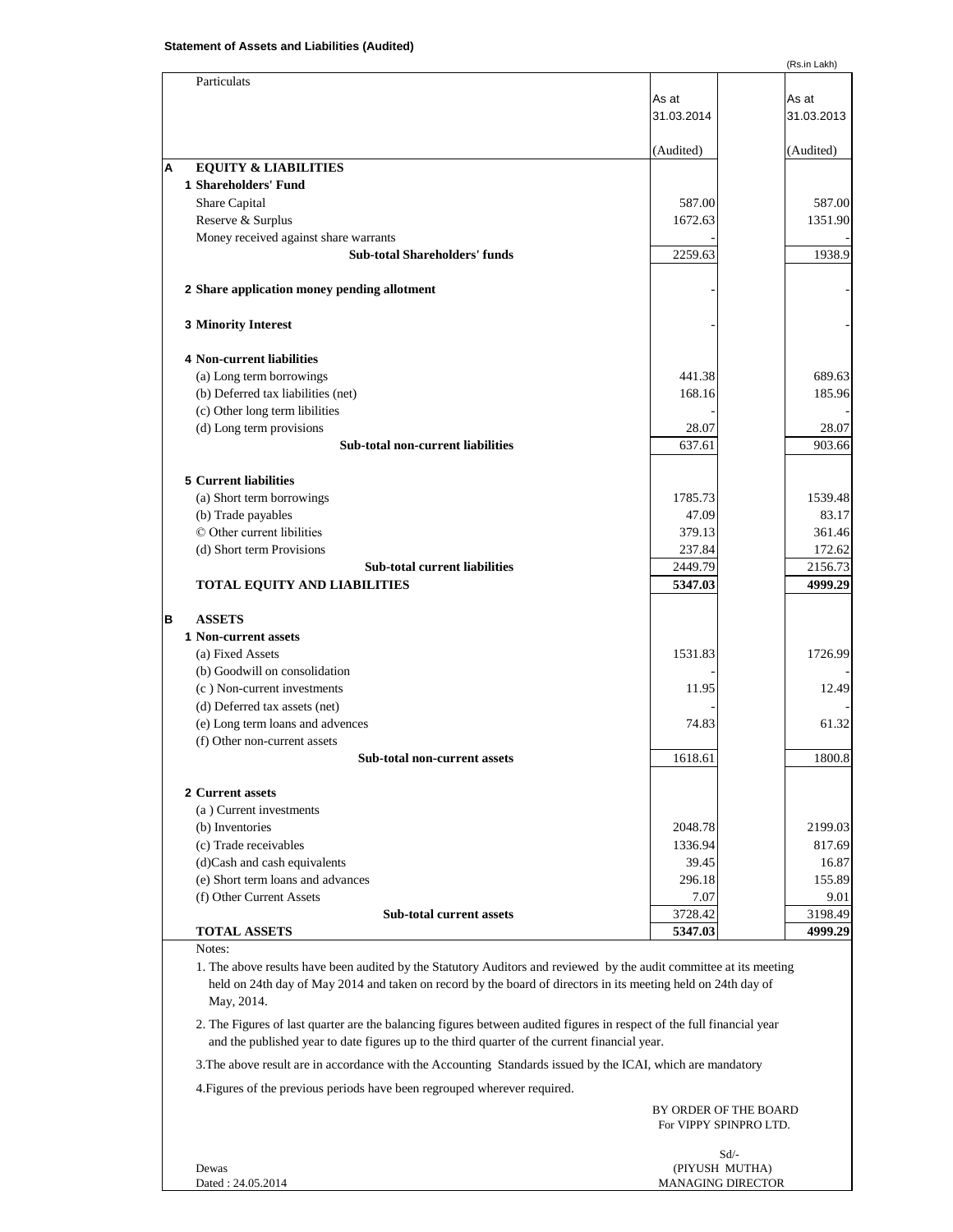**Statement of Assets and Liabilities (Audited)**

(Rs.in Lakh)

| | Particulats | As at 31.03.2014 (Audited) | As at 31.03.2013 (Audited) |
|---|---|---|---|
| **A** | **EQUITY & LIABILITIES** | | |
| | **1 Shareholders' Fund** | | |
| | Share Capital | 587.00 | 587.00 |
| | Reserve & Surplus | 1672.63 | 1351.90 |
| | Money received against share warrants | - | - |
| | **Sub-total Shareholders' funds** | 2259.63 | 1938.9 |
| | **2 Share application money pending allotment** | - | - |
| | **3 Minority Interest** | - | - |
| | **4 Non-current liabilities** | | |
| | (a) Long term borrowings | 441.38 | 689.63 |
| | (b) Deferred tax liabilities (net) | 168.16 | 185.96 |
| | (c) Other long term libilities | - | - |
| | (d) Long term provisions | 28.07 | 28.07 |
| | **Sub-total non-current liabilities** | 637.61 | 903.66 |
| | **5 Current liabilities** | | |
| | (a) Short term borrowings | 1785.73 | 1539.48 |
| | (b) Trade payables | 47.09 | 83.17 |
| | © Other current libilities | 379.13 | 361.46 |
| | (d) Short term Provisions | 237.84 | 172.62 |
| | **Sub-total current liabilities** | 2449.79 | 2156.73 |
| | **TOTAL EQUITY AND LIABILITIES** | **5347.03** | **4999.29** |
| **B** | **ASSETS** | | |
| | **1 Non-current assets** | | |
| | (a) Fixed Assets | 1531.83 | 1726.99 |
| | (b) Goodwill on consolidation | - | - |
| | (c ) Non-current investments | 11.95 | 12.49 |
| | (d) Deferred tax assets (net) | - | - |
| | (e) Long term loans and advences | 74.83 | 61.32 |
| | (f) Other non-current assets | | |
| | **Sub-total non-current assets** | 1618.61 | 1800.8 |
| | **2 Current assets** | | |
| | (a ) Current investments | | |
| | (b) Inventories | 2048.78 | 2199.03 |
| | (c) Trade receivables | 1336.94 | 817.69 |
| | (d)Cash and cash equivalents | 39.45 | 16.87 |
| | (e) Short term loans and advances | 296.18 | 155.89 |
| | (f) Other Current Assets | 7.07 | 9.01 |
| | **Sub-total current assets** | 3728.42 | 3198.49 |
| | **TOTAL ASSETS** | **5347.03** | **4999.29** |

Notes:

1. The above results have been audited by the Statutory Auditors and reviewed by the audit committee at its meeting held on 24th day of May 2014 and taken on record by the board of directors in its meeting held on 24th day of May, 2014.

2. The Figures of last quarter are the balancing figures between audited figures in respect of the full financial year and the published year to date figures up to the third quarter of the current financial year.

3.The above result are in accordance with the Accounting Standards issued by the ICAI, which are mandatory

4.Figures of the previous periods have been regrouped wherever required.

BY ORDER OF THE BOARD
For VIPPY SPINPRO LTD.

Sd/-
(PIYUSH MUTHA)
MANAGING DIRECTOR

Dewas
Dated : 24.05.2014